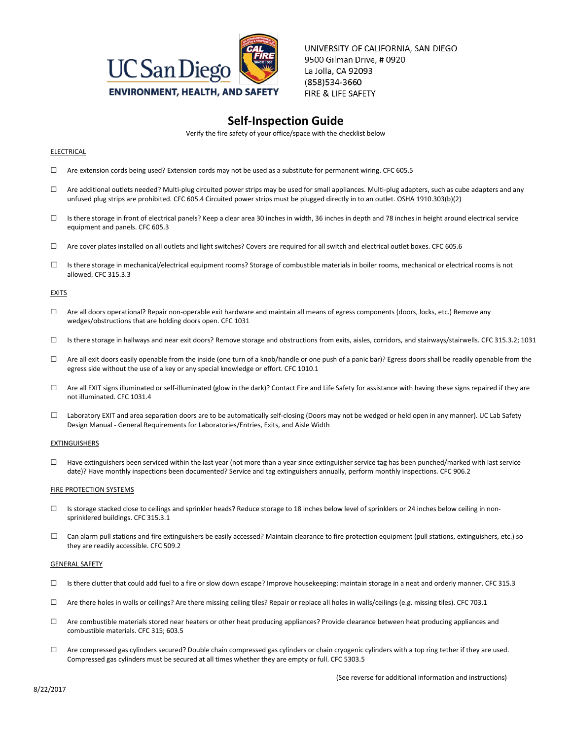UC San Diego
ENVIRONMENT, HEALTH, AND SAFETY

UNIVERSITY OF CALIFORNIA, SAN DIEGO
9500 Gilman Drive, # 0920
La Jolla, CA 92093
(858)534-3660
FIRE & LIFE SAFETY

# Self-Inspection Guide

Verify the fire safety of your office/space with the checklist below

## ELECTRICAL

- ☐ Are extension cords being used? Extension cords may not be used as a substitute for permanent wiring. CFC 605.5
- ☐ Are additional outlets needed? Multi-plug circuited power strips may be used for small appliances. Multi-plug adapters, such as cube adapters and any unfused plug strips are prohibited. CFC 605.4 Circuited power strips must be plugged directly in to an outlet. OSHA 1910.303(b)(2)
- ☐ Is there storage in front of electrical panels? Keep a clear area 30 inches in width, 36 inches in depth and 78 inches in height around electrical service equipment and panels. CFC 605.3
- ☐ Are cover plates installed on all outlets and light switches? Covers are required for all switch and electrical outlet boxes. CFC 605.6
- ☐ Is there storage in mechanical/electrical equipment rooms? Storage of combustible materials in boiler rooms, mechanical or electrical rooms is not allowed. CFC 315.3.3

## EXITS

- ☐ Are all doors operational? Repair non-operable exit hardware and maintain all means of egress components (doors, locks, etc.) Remove any wedges/obstructions that are holding doors open. CFC 1031
- ☐ Is there storage in hallways and near exit doors? Remove storage and obstructions from exits, aisles, corridors, and stairways/stairwells. CFC 315.3.2; 1031
- ☐ Are all exit doors easily openable from the inside (one turn of a knob/handle or one push of a panic bar)? Egress doors shall be readily openable from the egress side without the use of a key or any special knowledge or effort. CFC 1010.1
- ☐ Are all EXIT signs illuminated or self-illuminated (glow in the dark)? Contact Fire and Life Safety for assistance with having these signs repaired if they are not illuminated. CFC 1031.4
- ☐ Laboratory EXIT and area separation doors are to be automatically self-closing (Doors may not be wedged or held open in any manner). UC Lab Safety Design Manual - General Requirements for Laboratories/Entries, Exits, and Aisle Width

## EXTINGUISHERS

- ☐ Have extinguishers been serviced within the last year (not more than a year since extinguisher service tag has been punched/marked with last service date)? Have monthly inspections been documented? Service and tag extinguishers annually, perform monthly inspections. CFC 906.2

## FIRE PROTECTION SYSTEMS

- ☐ Is storage stacked close to ceilings and sprinkler heads? Reduce storage to 18 inches below level of sprinklers or 24 inches below ceiling in non-sprinklered buildings. CFC 315.3.1
- ☐ Can alarm pull stations and fire extinguishers be easily accessed? Maintain clearance to fire protection equipment (pull stations, extinguishers, etc.) so they are readily accessible. CFC 509.2

## GENERAL SAFETY

- ☐ Is there clutter that could add fuel to a fire or slow down escape? Improve housekeeping: maintain storage in a neat and orderly manner. CFC 315.3
- ☐ Are there holes in walls or ceilings? Are there missing ceiling tiles? Repair or replace all holes in walls/ceilings (e.g. missing tiles). CFC 703.1
- ☐ Are combustible materials stored near heaters or other heat producing appliances? Provide clearance between heat producing appliances and combustible materials. CFC 315; 603.5
- ☐ Are compressed gas cylinders secured? Double chain compressed gas cylinders or chain cryogenic cylinders with a top ring tether if they are used. Compressed gas cylinders must be secured at all times whether they are empty or full. CFC 5303.5

(See reverse for additional information and instructions)

8/22/2017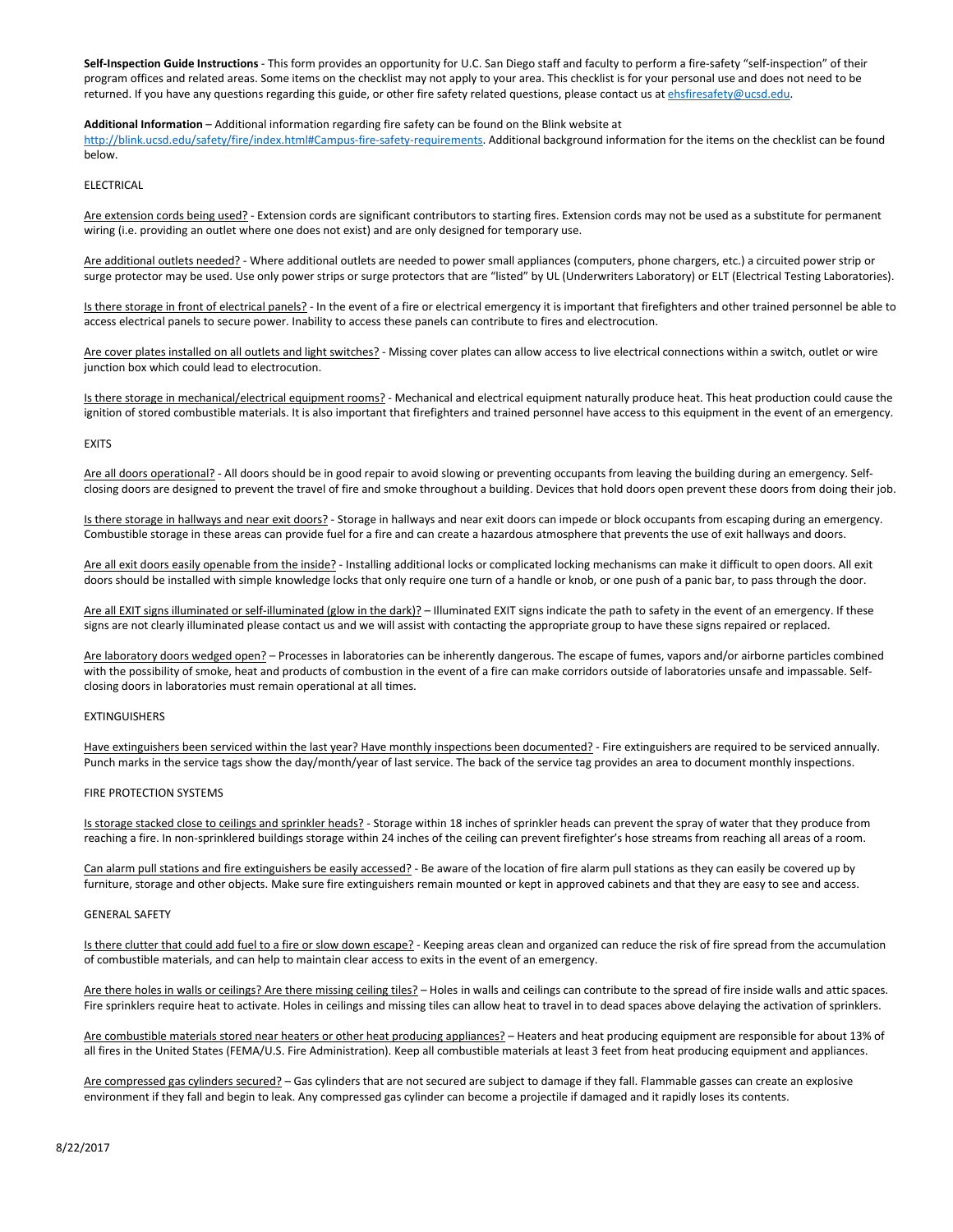**Self-Inspection Guide Instructions** - This form provides an opportunity for U.C. San Diego staff and faculty to perform a fire-safety "self-inspection" of their program offices and related areas. Some items on the checklist may not apply to your area. This checklist is for your personal use and does not need to be returned. If you have any questions regarding this guide, or other fire safety related questions, please contact us at ehsfiresafety@ucsd.edu.

**Additional Information** – Additional information regarding fire safety can be found on the Blink website at http://blink.ucsd.edu/safety/fire/index.html#Campus-fire-safety-requirements. Additional background information for the items on the checklist can be found below.

ELECTRICAL

Are extension cords being used? - Extension cords are significant contributors to starting fires. Extension cords may not be used as a substitute for permanent wiring (i.e. providing an outlet where one does not exist) and are only designed for temporary use.

Are additional outlets needed? - Where additional outlets are needed to power small appliances (computers, phone chargers, etc.) a circuited power strip or surge protector may be used. Use only power strips or surge protectors that are "listed" by UL (Underwriters Laboratory) or ELT (Electrical Testing Laboratories).

Is there storage in front of electrical panels? - In the event of a fire or electrical emergency it is important that firefighters and other trained personnel be able to access electrical panels to secure power. Inability to access these panels can contribute to fires and electrocution.

Are cover plates installed on all outlets and light switches? - Missing cover plates can allow access to live electrical connections within a switch, outlet or wire junction box which could lead to electrocution.

Is there storage in mechanical/electrical equipment rooms? - Mechanical and electrical equipment naturally produce heat. This heat production could cause the ignition of stored combustible materials. It is also important that firefighters and trained personnel have access to this equipment in the event of an emergency.

EXITS

Are all doors operational? - All doors should be in good repair to avoid slowing or preventing occupants from leaving the building during an emergency. Self-closing doors are designed to prevent the travel of fire and smoke throughout a building. Devices that hold doors open prevent these doors from doing their job.

Is there storage in hallways and near exit doors? - Storage in hallways and near exit doors can impede or block occupants from escaping during an emergency. Combustible storage in these areas can provide fuel for a fire and can create a hazardous atmosphere that prevents the use of exit hallways and doors.

Are all exit doors easily openable from the inside? - Installing additional locks or complicated locking mechanisms can make it difficult to open doors. All exit doors should be installed with simple knowledge locks that only require one turn of a handle or knob, or one push of a panic bar, to pass through the door.

Are all EXIT signs illuminated or self-illuminated (glow in the dark)? – Illuminated EXIT signs indicate the path to safety in the event of an emergency. If these signs are not clearly illuminated please contact us and we will assist with contacting the appropriate group to have these signs repaired or replaced.

Are laboratory doors wedged open? – Processes in laboratories can be inherently dangerous. The escape of fumes, vapors and/or airborne particles combined with the possibility of smoke, heat and products of combustion in the event of a fire can make corridors outside of laboratories unsafe and impassable. Self-closing doors in laboratories must remain operational at all times.

EXTINGUISHERS

Have extinguishers been serviced within the last year? Have monthly inspections been documented? - Fire extinguishers are required to be serviced annually. Punch marks in the service tags show the day/month/year of last service. The back of the service tag provides an area to document monthly inspections.

FIRE PROTECTION SYSTEMS

Is storage stacked close to ceilings and sprinkler heads? - Storage within 18 inches of sprinkler heads can prevent the spray of water that they produce from reaching a fire. In non-sprinklered buildings storage within 24 inches of the ceiling can prevent firefighter's hose streams from reaching all areas of a room.

Can alarm pull stations and fire extinguishers be easily accessed? - Be aware of the location of fire alarm pull stations as they can easily be covered up by furniture, storage and other objects. Make sure fire extinguishers remain mounted or kept in approved cabinets and that they are easy to see and access.

GENERAL SAFETY

Is there clutter that could add fuel to a fire or slow down escape? - Keeping areas clean and organized can reduce the risk of fire spread from the accumulation of combustible materials, and can help to maintain clear access to exits in the event of an emergency.

Are there holes in walls or ceilings? Are there missing ceiling tiles? – Holes in walls and ceilings can contribute to the spread of fire inside walls and attic spaces. Fire sprinklers require heat to activate. Holes in ceilings and missing tiles can allow heat to travel in to dead spaces above delaying the activation of sprinklers.

Are combustible materials stored near heaters or other heat producing appliances? – Heaters and heat producing equipment are responsible for about 13% of all fires in the United States (FEMA/U.S. Fire Administration). Keep all combustible materials at least 3 feet from heat producing equipment and appliances.

Are compressed gas cylinders secured? – Gas cylinders that are not secured are subject to damage if they fall. Flammable gasses can create an explosive environment if they fall and begin to leak. Any compressed gas cylinder can become a projectile if damaged and it rapidly loses its contents.

8/22/2017